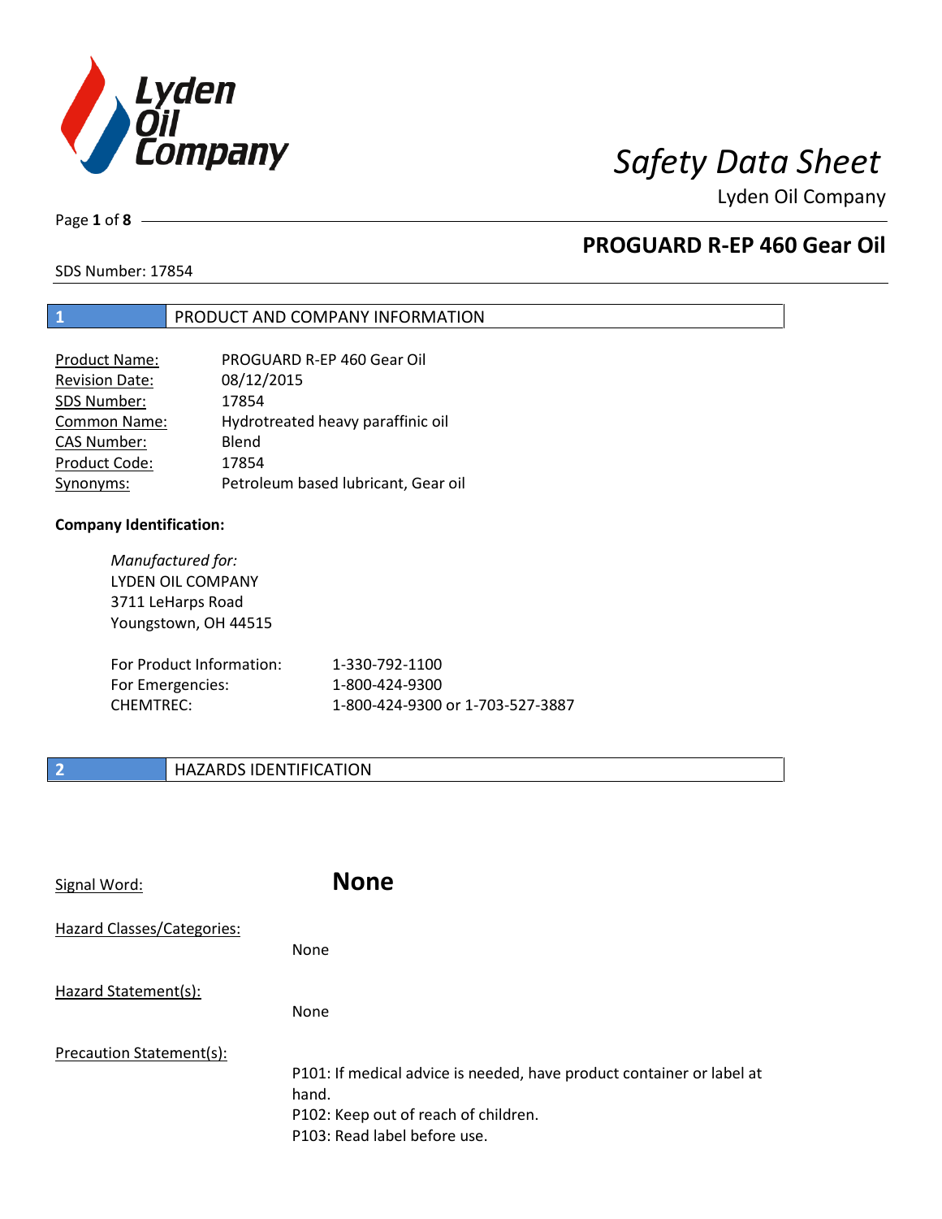# Safety Data Sheet

Lyden Oil Company

## PROGUARD R-EP 460 Gear Oil

SDS Number: 17854

## 1 PRODUCT AND COMPANY INFORMATION

| | |
|---|---|
| Product Name: | PROGUARD R-EP 460 Gear Oil |
| Revision Date: | 08/12/2015 |
| SDS Number: | 17854 |
| Common Name: | Hydrotreated heavy paraffinic oil |
| CAS Number: | Blend |
| Product Code: | 17854 |
| Synonyms: | Petroleum based lubricant, Gear oil |

**Company Identification:**

*Manufactured for:*
LYDEN OIL COMPANY
3711 LeHarps Road
Youngstown, OH 44515

| | |
|---|---|
| For Product Information: | 1-330-792-1100 |
| For Emergencies: | 1-800-424-9300 |
| CHEMTREC: | 1-800-424-9300 or 1-703-527-3887 |

## 2 HAZARDS IDENTIFICATION

Signal Word: **None**

Hazard Classes/Categories:

None

Hazard Statement(s):

None

Precaution Statement(s):

P101: If medical advice is needed, have product container or label at hand.
P102: Keep out of reach of children.
P103: Read label before use.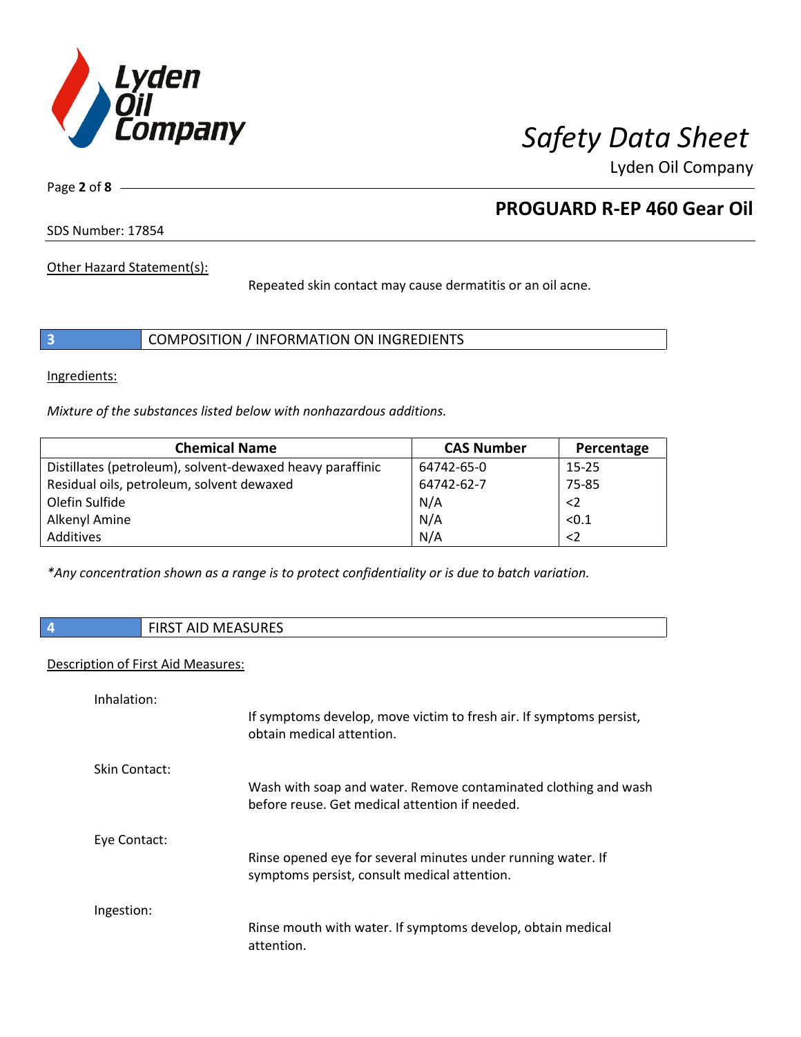Other Hazard Statement(s):

Repeated skin contact may cause dermatitis or an oil acne.

## 3 COMPOSITION / INFORMATION ON INGREDIENTS

Ingredients:

*Mixture of the substances listed below with nonhazardous additions.*

| Chemical Name | CAS Number | Percentage |
| --- | --- | --- |
| Distillates (petroleum), solvent-dewaxed heavy paraffinic | 64742-65-0 | 15-25 |
| Residual oils, petroleum, solvent dewaxed | 64742-62-7 | 75-85 |
| Olefin Sulfide | N/A | <2 |
| Alkenyl Amine | N/A | <0.1 |
| Additives | N/A | <2 |

*\*Any concentration shown as a range is to protect confidentiality or is due to batch variation.*

## 4 FIRST AID MEASURES

Description of First Aid Measures:

Inhalation:

If symptoms develop, move victim to fresh air. If symptoms persist, obtain medical attention.

Skin Contact:

Wash with soap and water. Remove contaminated clothing and wash before reuse. Get medical attention if needed.

Eye Contact:

Rinse opened eye for several minutes under running water. If symptoms persist, consult medical attention.

Ingestion:

Rinse mouth with water. If symptoms develop, obtain medical attention.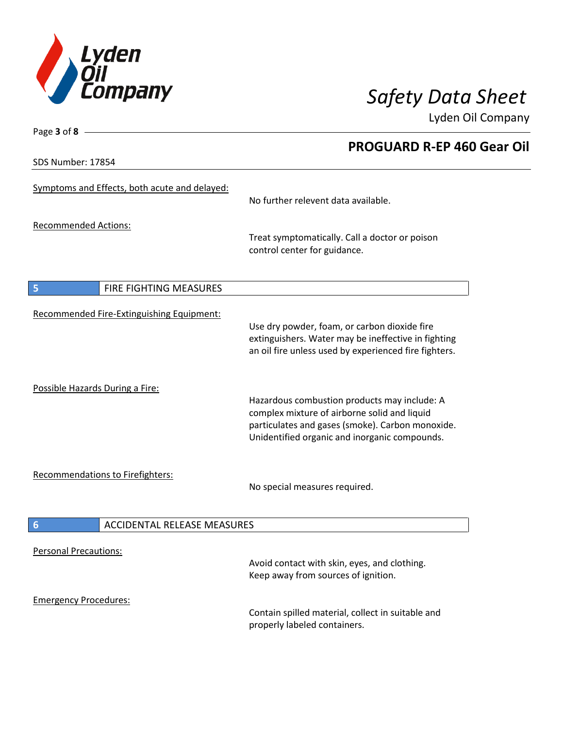## PROGUARD R-EP 460 Gear Oil

SDS Number: 17854

Symptoms and Effects, both acute and delayed:

No further relevent data available.

Recommended Actions:

Treat symptomatically. Call a doctor or poison control center for guidance.

## 5 FIRE FIGHTING MEASURES

Recommended Fire-Extinguishing Equipment:

Use dry powder, foam, or carbon dioxide fire extinguishers. Water may be ineffective in fighting an oil fire unless used by experienced fire fighters.

Possible Hazards During a Fire:

Hazardous combustion products may include: A complex mixture of airborne solid and liquid particulates and gases (smoke). Carbon monoxide. Unidentified organic and inorganic compounds.

Recommendations to Firefighters:

No special measures required.

## 6 ACCIDENTAL RELEASE MEASURES

Personal Precautions:

Avoid contact with skin, eyes, and clothing. Keep away from sources of ignition.

Emergency Procedures:

Contain spilled material, collect in suitable and properly labeled containers.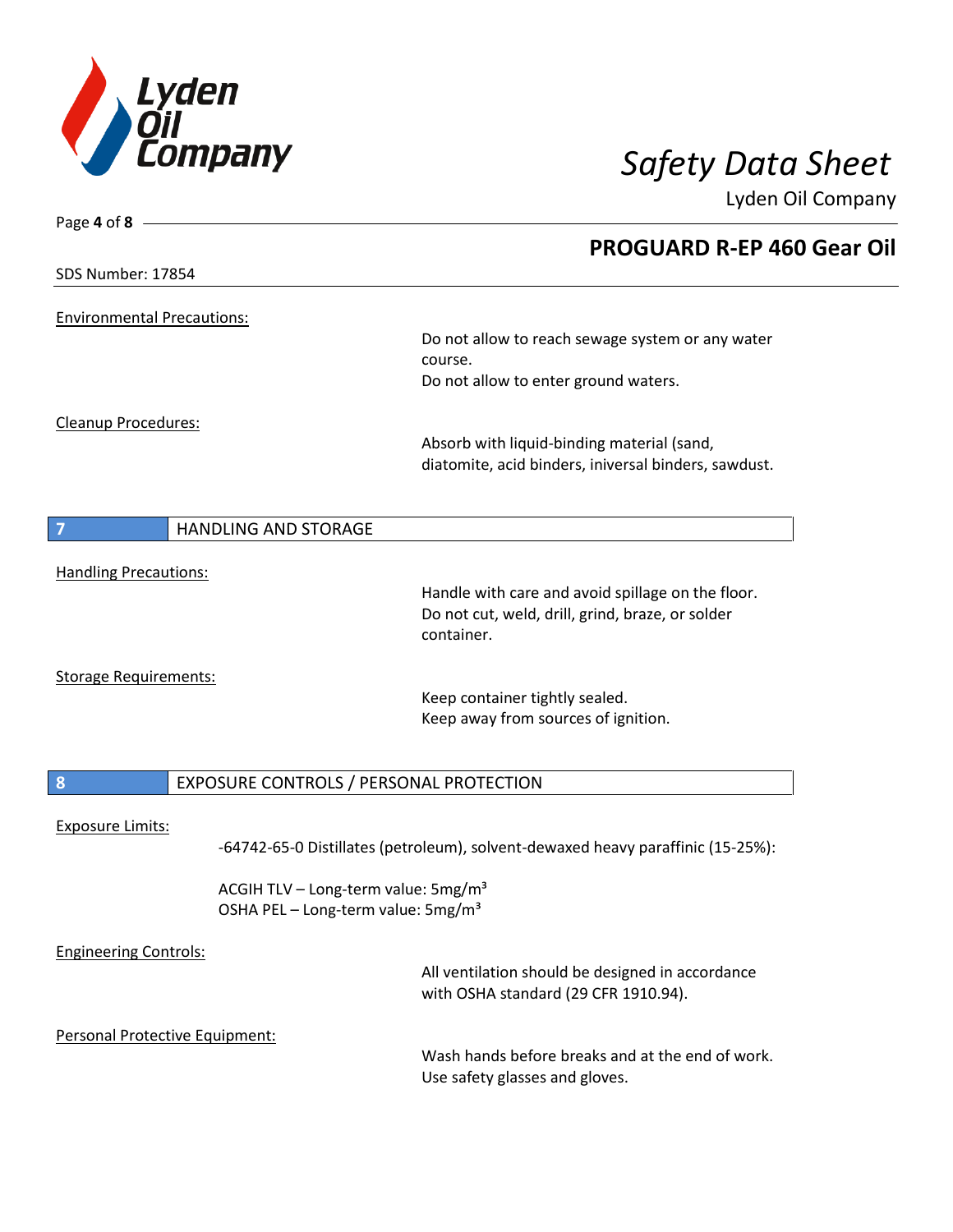**PROGUARD R-EP 460 Gear Oil**

SDS Number: 17854

Environmental Precautions:

Do not allow to reach sewage system or any water course.
Do not allow to enter ground waters.

Cleanup Procedures:

Absorb with liquid-binding material (sand, diatomite, acid binders, iniversal binders, sawdust.

## 7 HANDLING AND STORAGE

Handling Precautions:

Handle with care and avoid spillage on the floor.
Do not cut, weld, drill, grind, braze, or solder container.

Storage Requirements:

Keep container tightly sealed.
Keep away from sources of ignition.

## 8 EXPOSURE CONTROLS / PERSONAL PROTECTION

Exposure Limits:

-64742-65-0 Distillates (petroleum), solvent-dewaxed heavy paraffinic (15-25%):

ACGIH TLV – Long-term value: 5mg/m³
OSHA PEL – Long-term value: 5mg/m³

Engineering Controls:

All ventilation should be designed in accordance with OSHA standard (29 CFR 1910.94).

Personal Protective Equipment:

Wash hands before breaks and at the end of work.
Use safety glasses and gloves.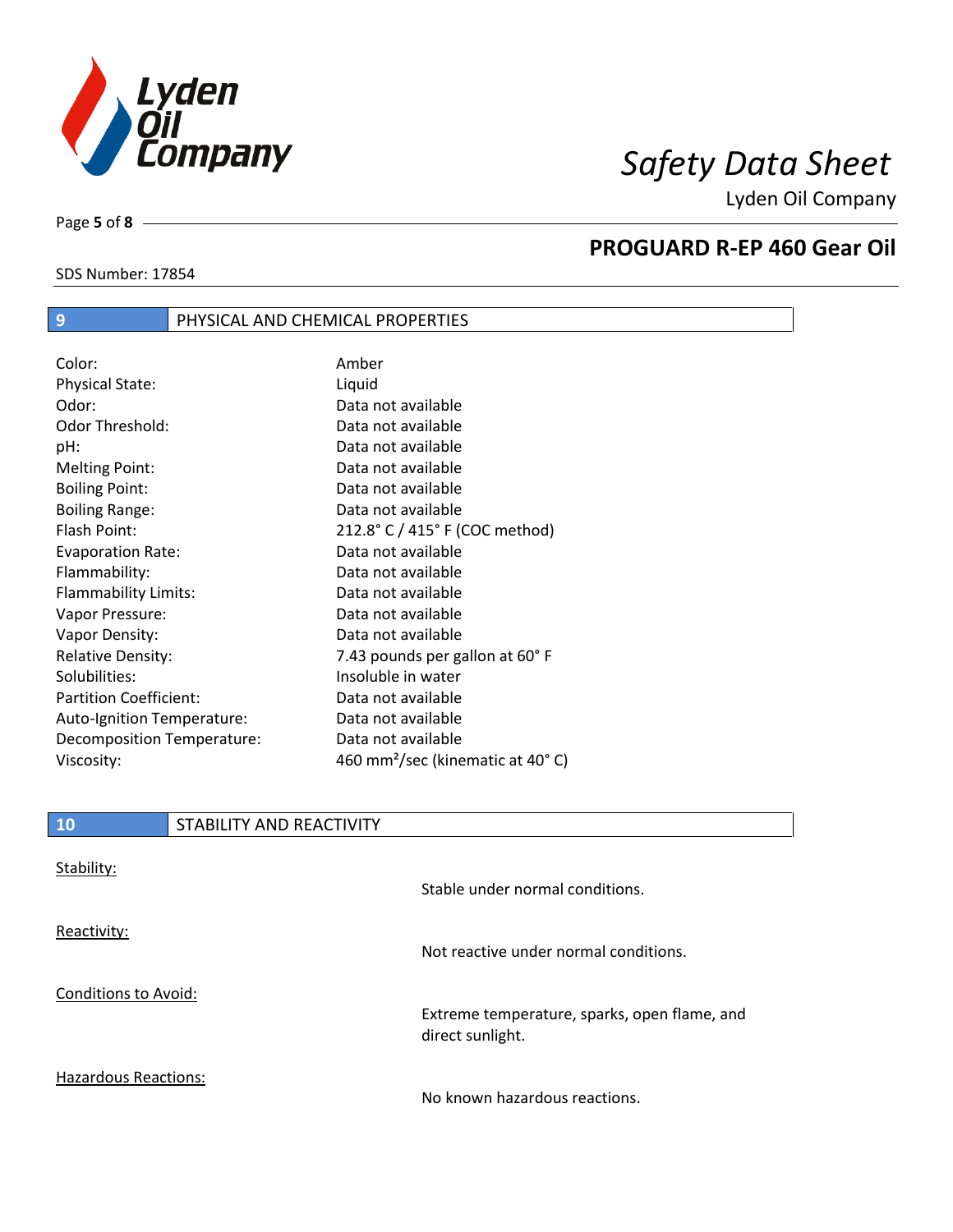## 9 PHYSICAL AND CHEMICAL PROPERTIES

| | |
|---|---|
| Color: | Amber |
| Physical State: | Liquid |
| Odor: | Data not available |
| Odor Threshold: | Data not available |
| pH: | Data not available |
| Melting Point: | Data not available |
| Boiling Point: | Data not available |
| Boiling Range: | Data not available |
| Flash Point: | 212.8° C / 415° F (COC method) |
| Evaporation Rate: | Data not available |
| Flammability: | Data not available |
| Flammability Limits: | Data not available |
| Vapor Pressure: | Data not available |
| Vapor Density: | Data not available |
| Relative Density: | 7.43 pounds per gallon at 60° F |
| Solubilities: | Insoluble in water |
| Partition Coefficient: | Data not available |
| Auto-Ignition Temperature: | Data not available |
| Decomposition Temperature: | Data not available |
| Viscosity: | 460 $mm^2$/sec (kinematic at 40° C) |

## 10 STABILITY AND REACTIVITY

Stability:

Stable under normal conditions.

Reactivity:

Not reactive under normal conditions.

Conditions to Avoid:

Extreme temperature, sparks, open flame, and direct sunlight.

Hazardous Reactions:

No known hazardous reactions.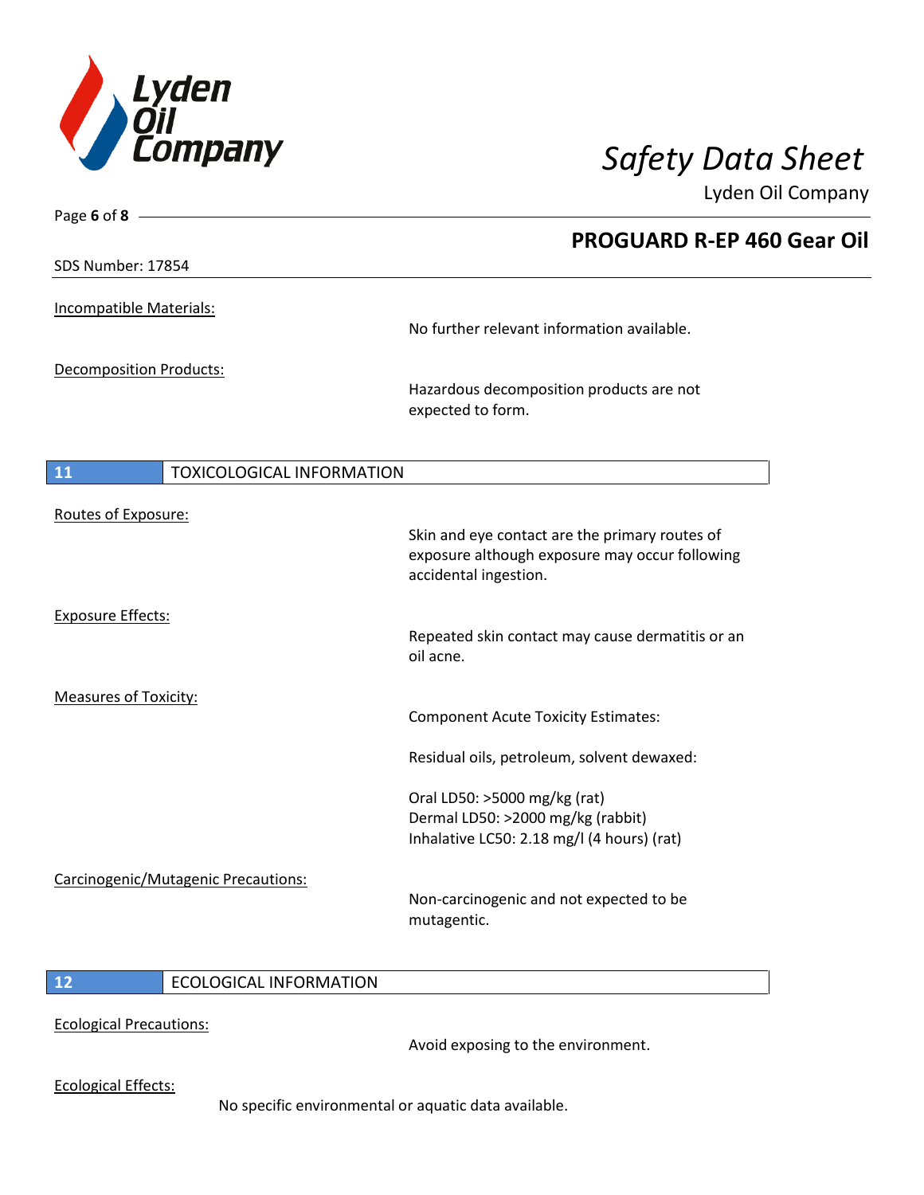Incompatible Materials:

No further relevant information available.

Decomposition Products:

Hazardous decomposition products are not expected to form.

## 11 TOXICOLOGICAL INFORMATION

Routes of Exposure:

Skin and eye contact are the primary routes of exposure although exposure may occur following accidental ingestion.

Exposure Effects:

Repeated skin contact may cause dermatitis or an oil acne.

Measures of Toxicity:

Component Acute Toxicity Estimates:

Residual oils, petroleum, solvent dewaxed:

Oral LD50: >5000 mg/kg (rat)
Dermal LD50: >2000 mg/kg (rabbit)
Inhalative LC50: 2.18 mg/l (4 hours) (rat)

Carcinogenic/Mutagenic Precautions:

Non-carcinogenic and not expected to be mutagentic.

## 12 ECOLOGICAL INFORMATION

Ecological Precautions:

Avoid exposing to the environment.

Ecological Effects:

No specific environmental or aquatic data available.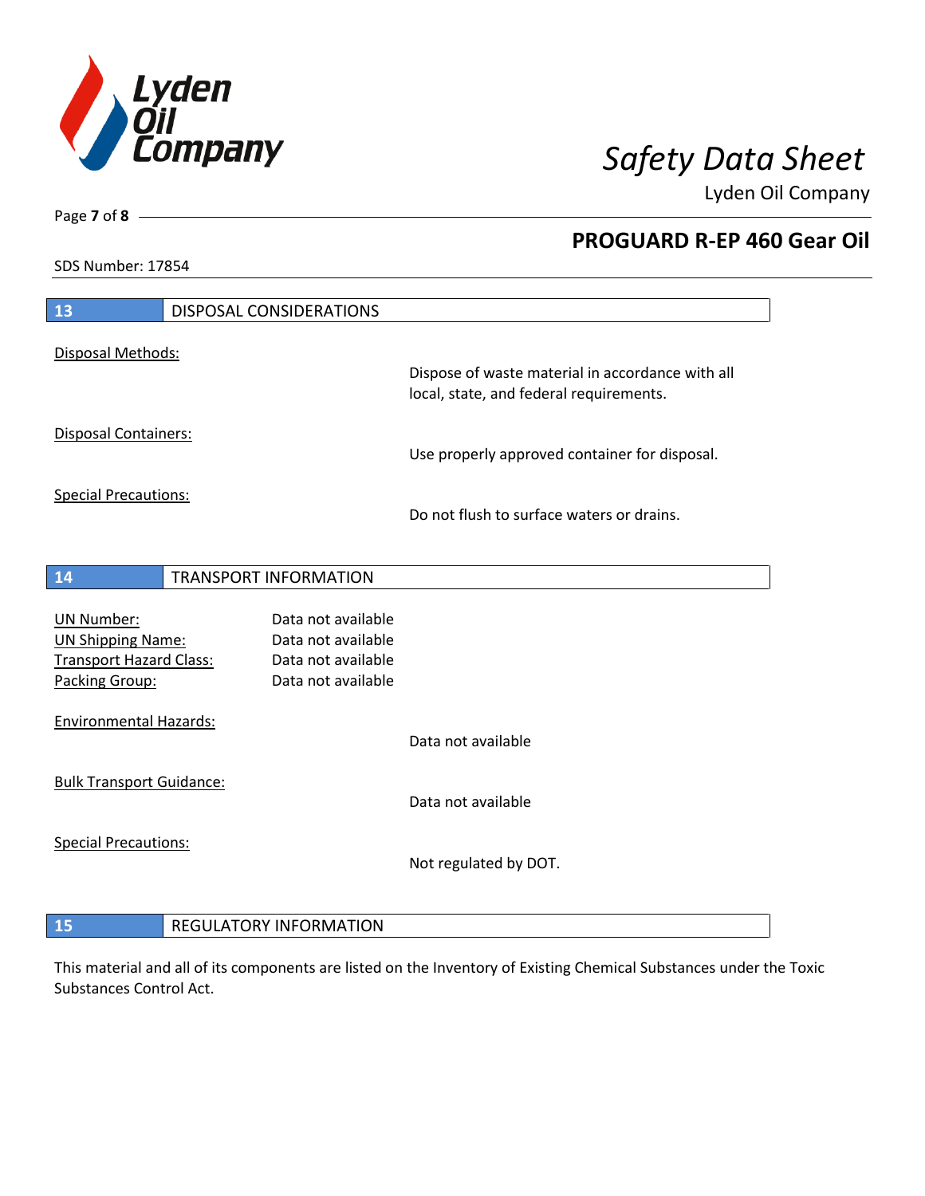## 13 DISPOSAL CONSIDERATIONS

Disposal Methods:

Dispose of waste material in accordance with all local, state, and federal requirements.

Disposal Containers:

Use properly approved container for disposal.

Special Precautions:

Do not flush to surface waters or drains.

## 14 TRANSPORT INFORMATION

| | |
|---|---|
| UN Number: | Data not available |
| UN Shipping Name: | Data not available |
| Transport Hazard Class: | Data not available |
| Packing Group: | Data not available |

Environmental Hazards:

Data not available

Bulk Transport Guidance:

Data not available

Special Precautions:

Not regulated by DOT.

## 15 REGULATORY INFORMATION

This material and all of its components are listed on the Inventory of Existing Chemical Substances under the Toxic Substances Control Act.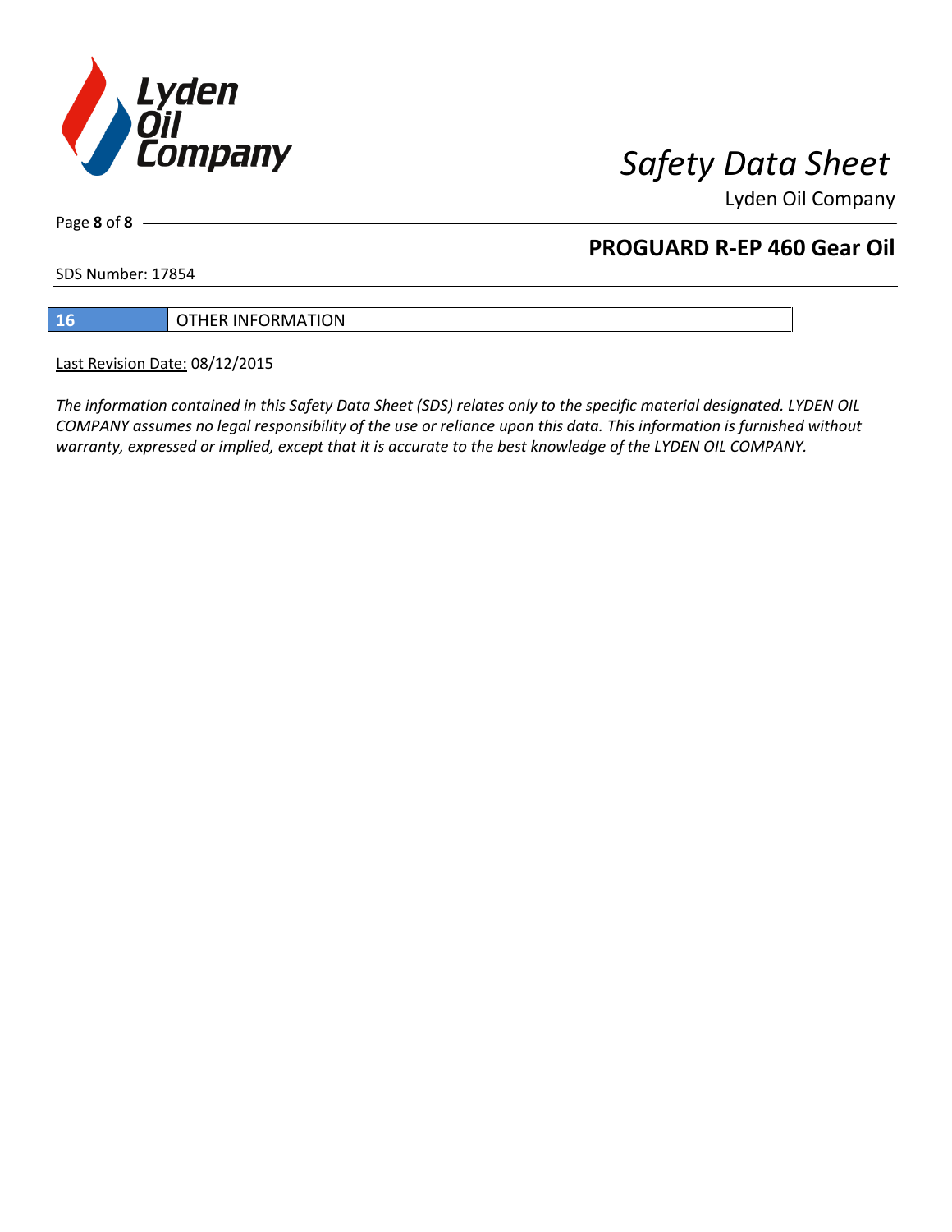## 16 OTHER INFORMATION

Last Revision Date: 08/12/2015

*The information contained in this Safety Data Sheet (SDS) relates only to the specific material designated. LYDEN OIL COMPANY assumes no legal responsibility of the use or reliance upon this data. This information is furnished without warranty, expressed or implied, except that it is accurate to the best knowledge of the LYDEN OIL COMPANY.*